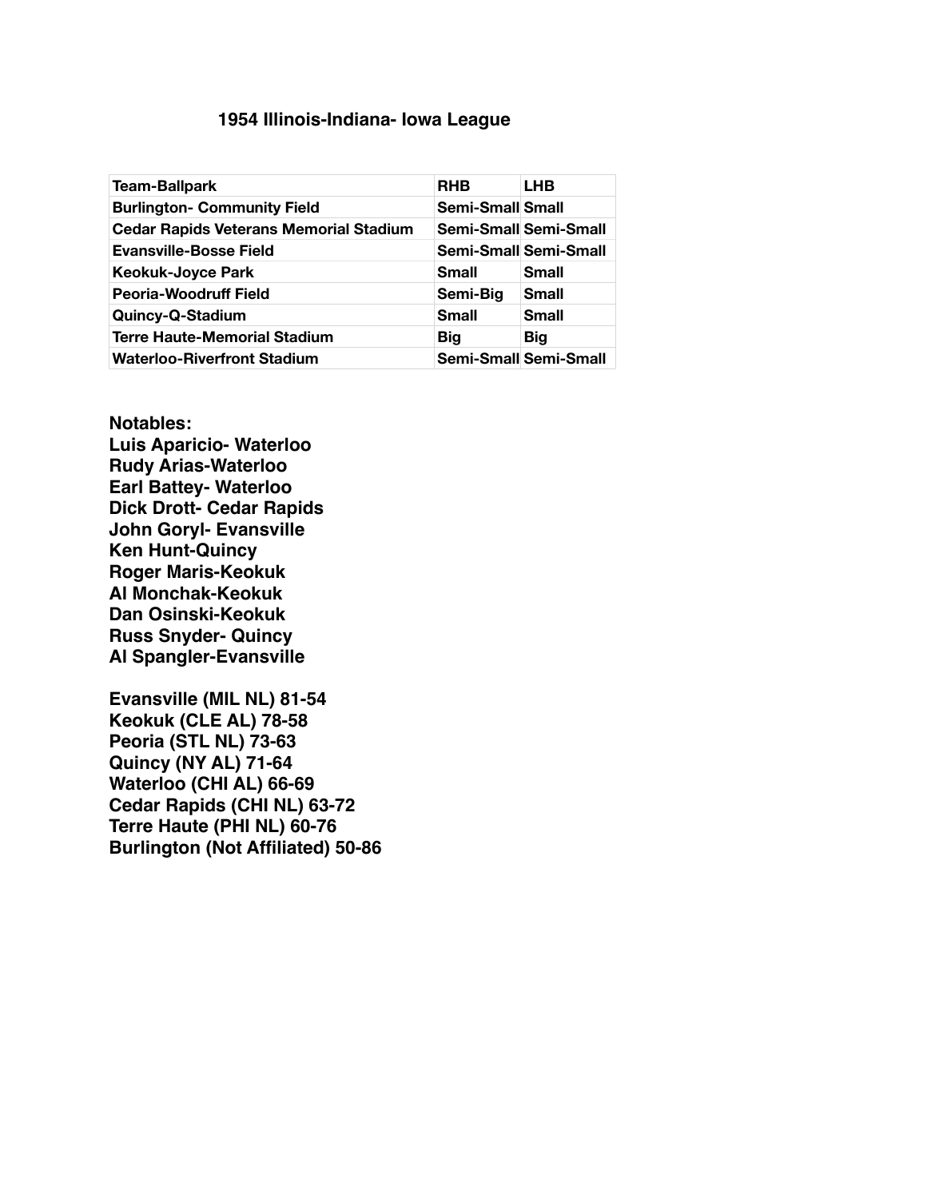# 1954 Illinois-Indiana- Iowa League

| Team-Ballpark | RHB | LHB |
|---|---|---|
| Burlington- Community Field | Semi-Small | Small |
| Cedar Rapids Veterans Memorial Stadium | Semi-Small | Semi-Small |
| Evansville-Bosse Field | Semi-Small | Semi-Small |
| Keokuk-Joyce Park | Small | Small |
| Peoria-Woodruff Field | Semi-Big | Small |
| Quincy-Q-Stadium | Small | Small |
| Terre Haute-Memorial Stadium | Big | Big |
| Waterloo-Riverfront Stadium | Semi-Small | Semi-Small |

**Notables:**
**Luis Aparicio- Waterloo**
**Rudy Arias-Waterloo**
**Earl Battey- Waterloo**
**Dick Drott- Cedar Rapids**
**John Goryl- Evansville**
**Ken Hunt-Quincy**
**Roger Maris-Keokuk**
**Al Monchak-Keokuk**
**Dan Osinski-Keokuk**
**Russ Snyder- Quincy**
**Al Spangler-Evansville**

**Evansville (MIL NL) 81-54**
**Keokuk (CLE AL) 78-58**
**Peoria (STL NL) 73-63**
**Quincy (NY AL) 71-64**
**Waterloo (CHI AL) 66-69**
**Cedar Rapids (CHI NL) 63-72**
**Terre Haute (PHI NL) 60-76**
**Burlington (Not Affiliated) 50-86**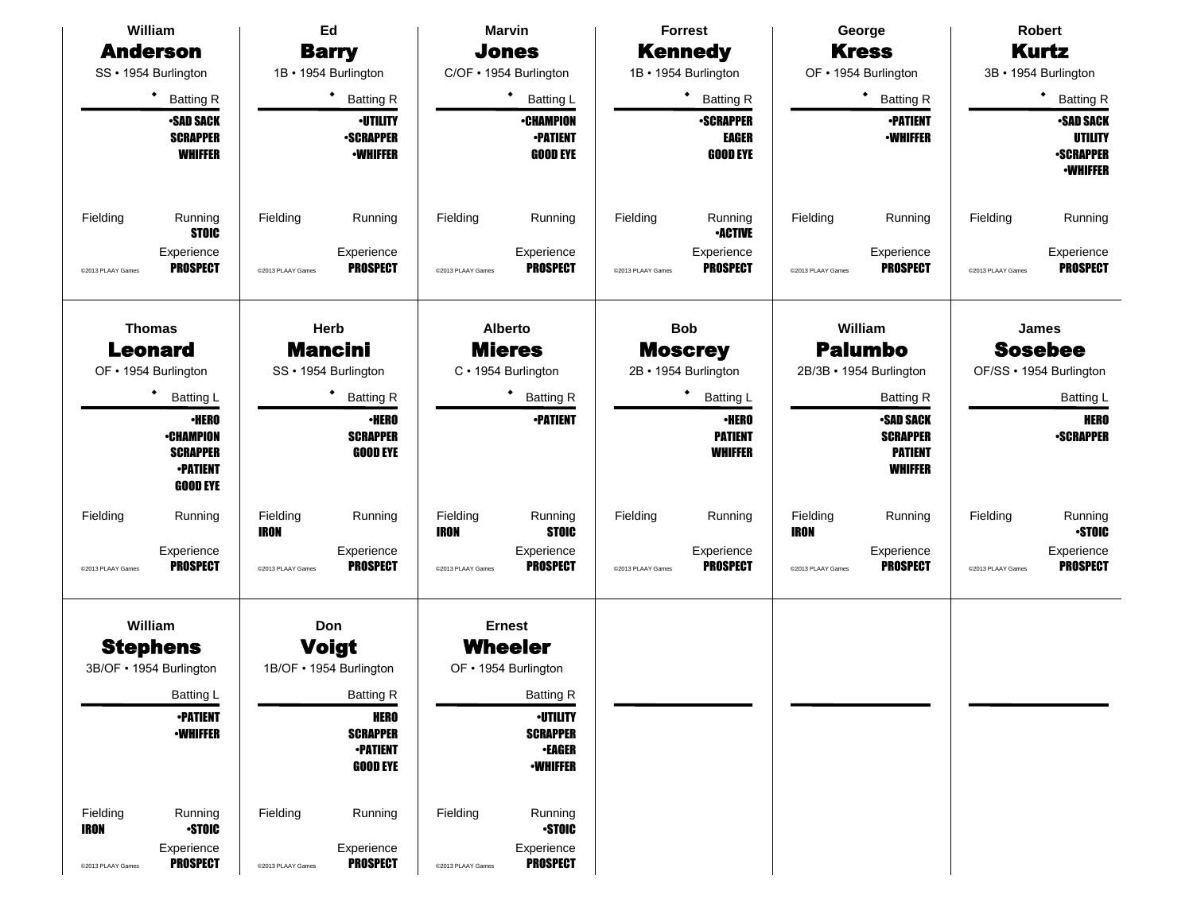## William Anderson
SS • 1954 Burlington

◆ Batting R

•SAD SACK
SCRAPPER
WHIFFER

Fielding

Running
STOIC

Experience
PROSPECT

©2013 PLAAY Games

## Ed Barry
1B • 1954 Burlington

◆ Batting R

•UTILITY
•SCRAPPER
•WHIFFER

Fielding

Running

Experience
PROSPECT

©2013 PLAAY Games

## Marvin Jones
C/OF • 1954 Burlington

◆ Batting L

•CHAMPION
•PATIENT
GOOD EYE

Fielding

Running

Experience
PROSPECT

©2013 PLAAY Games

## Forrest Kennedy
1B • 1954 Burlington

◆ Batting R

•SCRAPPER
EAGER
GOOD EYE

Fielding

Running
•ACTIVE

Experience
PROSPECT

©2013 PLAAY Games

## George Kress
OF • 1954 Burlington

◆ Batting R

•PATIENT
•WHIFFER

Fielding

Running

Experience
PROSPECT

©2013 PLAAY Games

## Robert Kurtz
3B • 1954 Burlington

◆ Batting R

•SAD SACK
UTILITY
•SCRAPPER
•WHIFFER

Fielding

Running

Experience
PROSPECT

©2013 PLAAY Games

## Thomas Leonard
OF • 1954 Burlington

◆ Batting L

•HERO
•CHAMPION
SCRAPPER
•PATIENT
GOOD EYE

Fielding

Running

Experience
PROSPECT

©2013 PLAAY Games

## Herb Mancini
SS • 1954 Burlington

◆ Batting R

•HERO
SCRAPPER
GOOD EYE

Fielding
IRON

Running

Experience
PROSPECT

©2013 PLAAY Games

## Alberto Mieres
C • 1954 Burlington

◆ Batting R

•PATIENT

Fielding
IRON

Running
STOIC

Experience
PROSPECT

©2013 PLAAY Games

## Bob Moscrey
2B • 1954 Burlington

◆ Batting L

•HERO
PATIENT
WHIFFER

Fielding

Running

Experience
PROSPECT

©2013 PLAAY Games

## William Palumbo
2B/3B • 1954 Burlington

Batting R

•SAD SACK
SCRAPPER
PATIENT
WHIFFER

Fielding
IRON

Running

Experience
PROSPECT

©2013 PLAAY Games

## James Sosebee
OF/SS • 1954 Burlington

Batting L

HERO
•SCRAPPER

Fielding

Running
•STOIC

Experience
PROSPECT

©2013 PLAAY Games

## William Stephens
3B/OF • 1954 Burlington

Batting L

•PATIENT
•WHIFFER

Fielding
IRON

Running
•STOIC

Experience
PROSPECT

©2013 PLAAY Games

## Don Voigt
1B/OF • 1954 Burlington

Batting R

HERO
SCRAPPER
•PATIENT
GOOD EYE

Fielding

Running

Experience
PROSPECT

©2013 PLAAY Games

## Ernest Wheeler
OF • 1954 Burlington

Batting R

•UTILITY
SCRAPPER
•EAGER
•WHIFFER

Fielding

Running
•STOIC

Experience
PROSPECT

©2013 PLAAY Games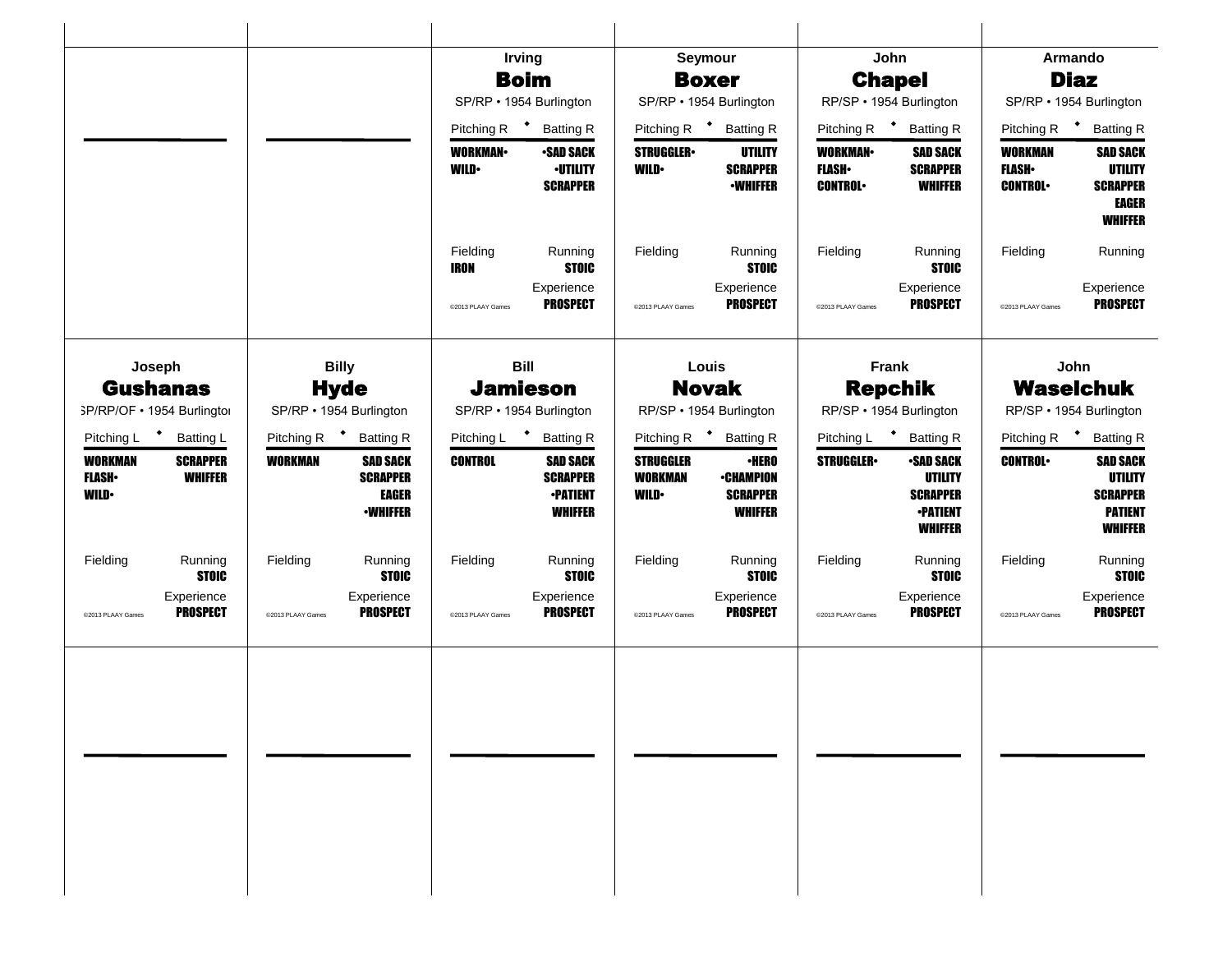### Irving **Boim**

SP/RP • 1954 Burlington

| Pitching R | Batting R |
|---|---|
| WORKMAN• | •SAD SACK |
| WILD• | •UTILITY |
| | SCRAPPER |

Fielding: IRON
Running: STOIC
Experience: PROSPECT

©2013 PLAAY Games

### Seymour **Boxer**

SP/RP • 1954 Burlington

| Pitching R | Batting R |
|---|---|
| STRUGGLER• | UTILITY |
| WILD• | SCRAPPER |
| | •WHIFFER |

Fielding:
Running: STOIC
Experience: PROSPECT

©2013 PLAAY Games

### John **Chapel**

RP/SP • 1954 Burlington

| Pitching R | Batting R |
|---|---|
| WORKMAN• | SAD SACK |
| FLASH• | SCRAPPER |
| CONTROL• | WHIFFER |

Fielding:
Running: STOIC
Experience: PROSPECT

©2013 PLAAY Games

### Armando **Diaz**

SP/RP • 1954 Burlington

| Pitching R | Batting R |
|---|---|
| WORKMAN | SAD SACK |
| FLASH• | UTILITY |
| CONTROL• | SCRAPPER |
| | EAGER |
| | WHIFFER |

Fielding:
Running:
Experience: PROSPECT

©2013 PLAAY Games

### Joseph **Gushanas**

SP/RP/OF • 1954 Burlington

| Pitching L | Batting L |
|---|---|
| WORKMAN | SCRAPPER |
| FLASH• | WHIFFER |
| WILD• | |

Fielding:
Running: STOIC
Experience: PROSPECT

©2013 PLAAY Games

### Billy **Hyde**

SP/RP • 1954 Burlington

| Pitching R | Batting R |
|---|---|
| WORKMAN | SAD SACK |
| | SCRAPPER |
| | EAGER |
| | •WHIFFER |

Fielding:
Running: STOIC
Experience: PROSPECT

©2013 PLAAY Games

### Bill **Jamieson**

SP/RP • 1954 Burlington

| Pitching L | Batting R |
|---|---|
| CONTROL | SAD SACK |
| | SCRAPPER |
| | •PATIENT |
| | WHIFFER |

Fielding:
Running: STOIC
Experience: PROSPECT

©2013 PLAAY Games

### Louis **Novak**

RP/SP • 1954 Burlington

| Pitching R | Batting R |
|---|---|
| STRUGGLER | •HERO |
| WORKMAN | •CHAMPION |
| WILD• | SCRAPPER |
| | WHIFFER |

Fielding:
Running: STOIC
Experience: PROSPECT

©2013 PLAAY Games

### Frank **Repchik**

RP/SP • 1954 Burlington

| Pitching L | Batting R |
|---|---|
| STRUGGLER• | •SAD SACK |
| | UTILITY |
| | SCRAPPER |
| | •PATIENT |
| | WHIFFER |

Fielding:
Running: STOIC
Experience: PROSPECT

©2013 PLAAY Games

### John **Waselchuk**

RP/SP • 1954 Burlington

| Pitching R | Batting R |
|---|---|
| CONTROL• | SAD SACK |
| | UTILITY |
| | SCRAPPER |
| | PATIENT |
| | WHIFFER |

Fielding:
Running: STOIC
Experience: PROSPECT

©2013 PLAAY Games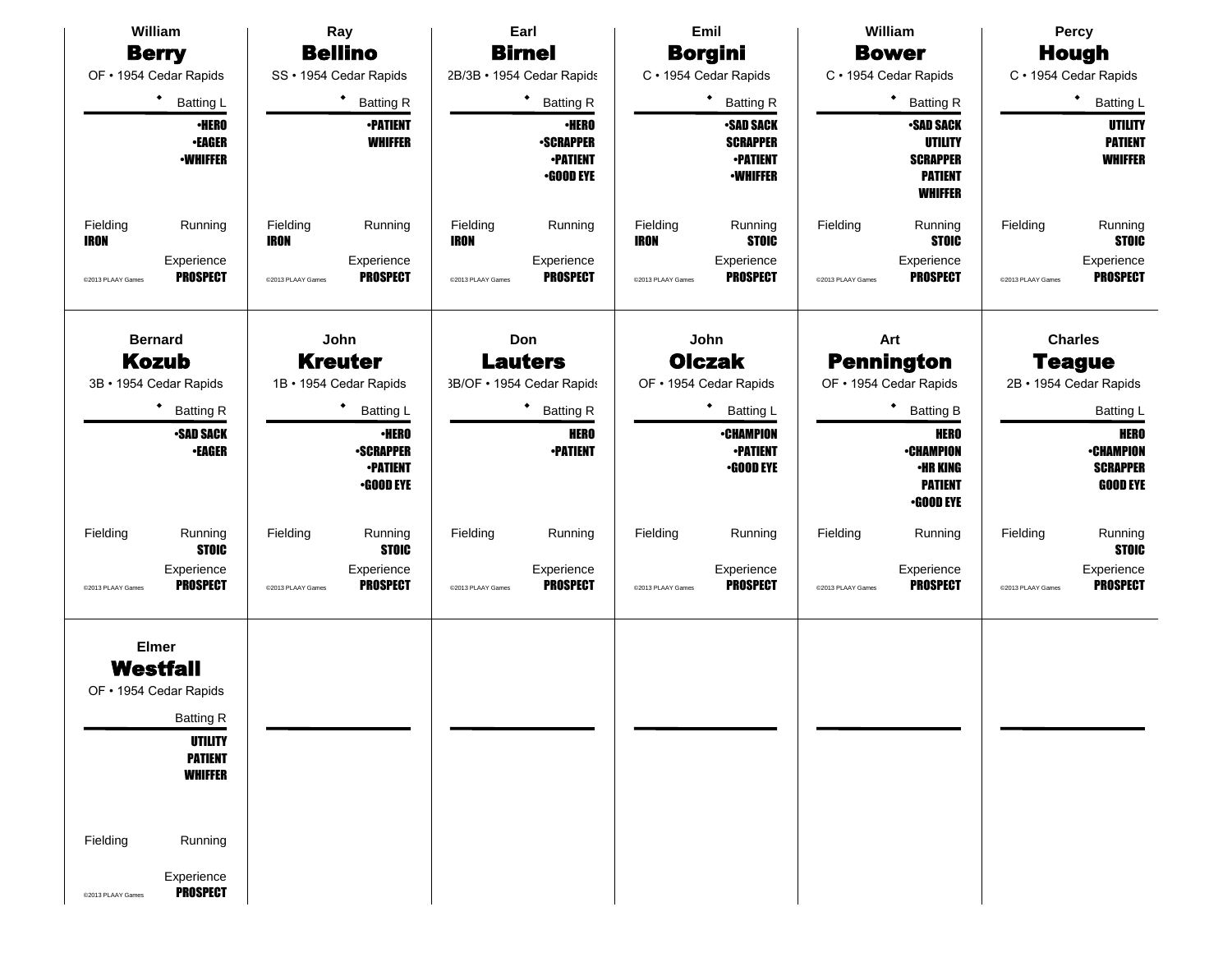## William Berry

OF • 1954 Cedar Rapids

• Batting L

•HERO
•EAGER
•WHIFFER

Fielding: IRON
Running:
Experience: PROSPECT

©2013 PLAAY Games

## Ray Bellino

SS • 1954 Cedar Rapids

• Batting R

•PATIENT
WHIFFER

Fielding: IRON
Running:
Experience: PROSPECT

©2013 PLAAY Games

## Earl Birnel

2B/3B • 1954 Cedar Rapids

• Batting R

•HERO
•SCRAPPER
•PATIENT
•GOOD EYE

Fielding: IRON
Running:
Experience: PROSPECT

©2013 PLAAY Games

## Emil Borgini

C • 1954 Cedar Rapids

• Batting R

•SAD SACK
SCRAPPER
•PATIENT
•WHIFFER

Fielding: IRON
Running: STOIC
Experience: PROSPECT

©2013 PLAAY Games

## William Bower

C • 1954 Cedar Rapids

• Batting R

•SAD SACK
UTILITY
SCRAPPER
PATIENT
WHIFFER

Fielding:
Running: STOIC
Experience: PROSPECT

©2013 PLAAY Games

## Percy Hough

C • 1954 Cedar Rapids

• Batting L

UTILITY
PATIENT
WHIFFER

Fielding:
Running: STOIC
Experience: PROSPECT

©2013 PLAAY Games

## Bernard Kozub

3B • 1954 Cedar Rapids

• Batting R

•SAD SACK
•EAGER

Fielding:
Running: STOIC
Experience: PROSPECT

©2013 PLAAY Games

## John Kreuter

1B • 1954 Cedar Rapids

• Batting L

•HERO
•SCRAPPER
•PATIENT
•GOOD EYE

Fielding:
Running: STOIC
Experience: PROSPECT

©2013 PLAAY Games

## Don Lauters

3B/OF • 1954 Cedar Rapids

• Batting R

HERO
•PATIENT

Fielding:
Running:
Experience: PROSPECT

©2013 PLAAY Games

## John Olczak

OF • 1954 Cedar Rapids

• Batting L

•CHAMPION
•PATIENT
•GOOD EYE

Fielding:
Running:
Experience: PROSPECT

©2013 PLAAY Games

## Art Pennington

OF • 1954 Cedar Rapids

• Batting B

HERO
•CHAMPION
•HR KING
PATIENT
•GOOD EYE

Fielding:
Running:
Experience: PROSPECT

©2013 PLAAY Games

## Charles Teague

2B • 1954 Cedar Rapids

Batting L

HERO
•CHAMPION
SCRAPPER
GOOD EYE

Fielding:
Running: STOIC
Experience: PROSPECT

©2013 PLAAY Games

## Elmer Westfall

OF • 1954 Cedar Rapids

Batting R

UTILITY
PATIENT
WHIFFER

Fielding:
Running:
Experience: PROSPECT

©2013 PLAAY Games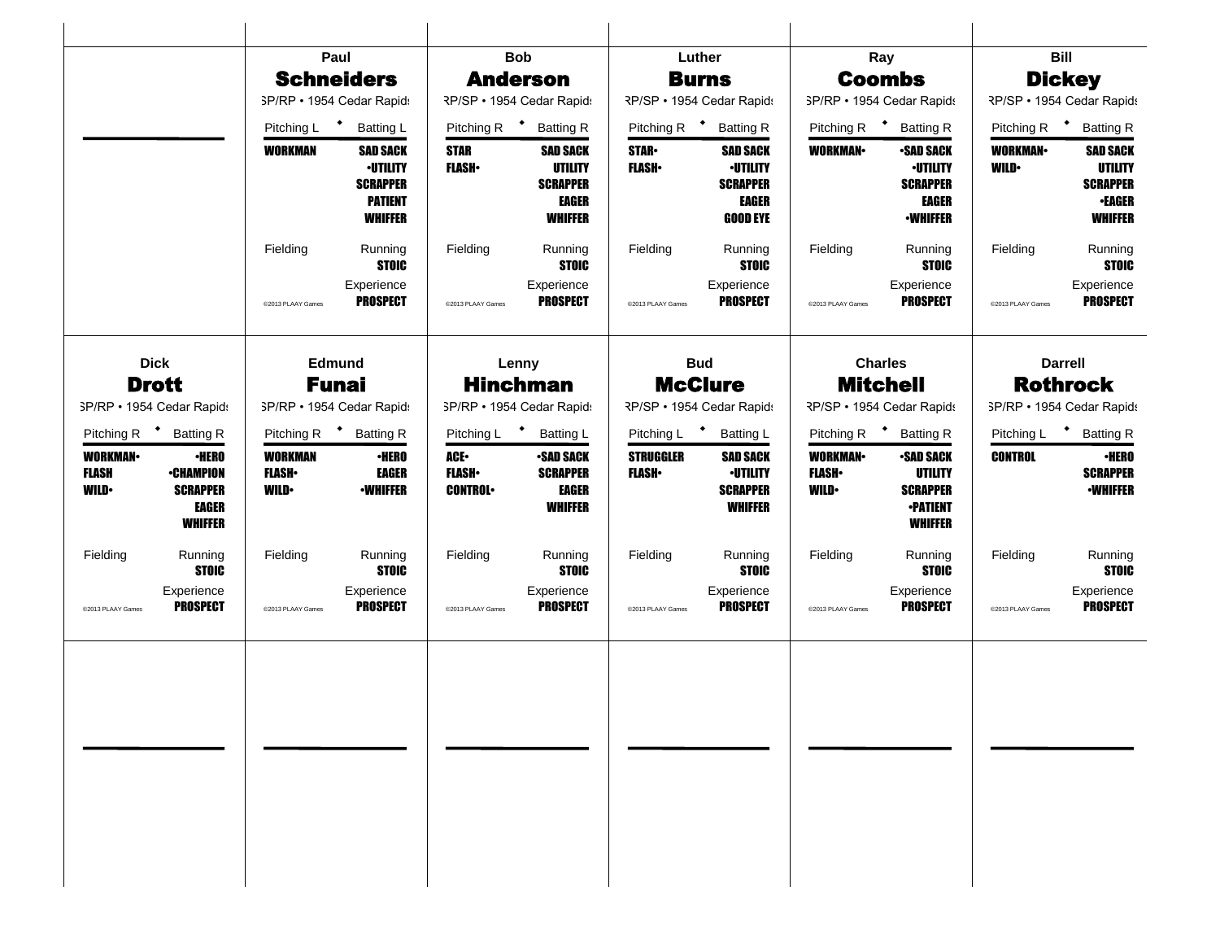## Paul Schneiders

SP/RP • 1954 Cedar Rapids

| Pitching L | Batting L |
|---|---|
| WORKMAN | SAD SACK |
| | •UTILITY |
| | SCRAPPER |
| | PATIENT |
| | WHIFFER |

Fielding | Running: STOIC

Experience: PROSPECT

©2013 PLAAY Games

## Bob Anderson

RP/SP • 1954 Cedar Rapids

| Pitching R | Batting R |
|---|---|
| STAR | SAD SACK |
| FLASH• | UTILITY |
| | SCRAPPER |
| | EAGER |
| | WHIFFER |

Fielding | Running: STOIC

Experience: PROSPECT

©2013 PLAAY Games

## Luther Burns

RP/SP • 1954 Cedar Rapids

| Pitching R | Batting R |
|---|---|
| STAR• | SAD SACK |
| FLASH• | •UTILITY |
| | SCRAPPER |
| | EAGER |
| | GOOD EYE |

Fielding | Running: STOIC

Experience: PROSPECT

©2013 PLAAY Games

## Ray Coombs

SP/RP • 1954 Cedar Rapids

| Pitching R | Batting R |
|---|---|
| WORKMAN• | •SAD SACK |
| | •UTILITY |
| | SCRAPPER |
| | EAGER |
| | •WHIFFER |

Fielding | Running: STOIC

Experience: PROSPECT

©2013 PLAAY Games

## Bill Dickey

RP/SP • 1954 Cedar Rapids

| Pitching R | Batting R |
|---|---|
| WORKMAN• | SAD SACK |
| WILD• | UTILITY |
| | SCRAPPER |
| | •EAGER |
| | WHIFFER |

Fielding | Running: STOIC

Experience: PROSPECT

©2013 PLAAY Games

## Dick Drott

SP/RP • 1954 Cedar Rapids

| Pitching R | Batting R |
|---|---|
| WORKMAN• | •HERO |
| FLASH | •CHAMPION |
| WILD• | SCRAPPER |
| | EAGER |
| | WHIFFER |

Fielding | Running: STOIC

Experience: PROSPECT

©2013 PLAAY Games

## Edmund Funai

SP/RP • 1954 Cedar Rapids

| Pitching R | Batting R |
|---|---|
| WORKMAN | •HERO |
| FLASH• | EAGER |
| WILD• | •WHIFFER |

Fielding | Running: STOIC

Experience: PROSPECT

©2013 PLAAY Games

## Lenny Hinchman

SP/RP • 1954 Cedar Rapids

| Pitching L | Batting L |
|---|---|
| ACE• | •SAD SACK |
| FLASH• | SCRAPPER |
| CONTROL• | EAGER |
| | WHIFFER |

Fielding | Running: STOIC

Experience: PROSPECT

©2013 PLAAY Games

## Bud McClure

RP/SP • 1954 Cedar Rapids

| Pitching L | Batting L |
|---|---|
| STRUGGLER | SAD SACK |
| FLASH• | •UTILITY |
| | SCRAPPER |
| | WHIFFER |

Fielding | Running: STOIC

Experience: PROSPECT

©2013 PLAAY Games

## Charles Mitchell

RP/SP • 1954 Cedar Rapids

| Pitching R | Batting R |
|---|---|
| WORKMAN• | •SAD SACK |
| FLASH• | UTILITY |
| WILD• | SCRAPPER |
| | •PATIENT |
| | WHIFFER |

Fielding | Running: STOIC

Experience: PROSPECT

©2013 PLAAY Games

## Darrell Rothrock

SP/RP • 1954 Cedar Rapids

| Pitching L | Batting R |
|---|---|
| CONTROL | •HERO |
| | SCRAPPER |
| | •WHIFFER |

Fielding | Running: STOIC

Experience: PROSPECT

©2013 PLAAY Games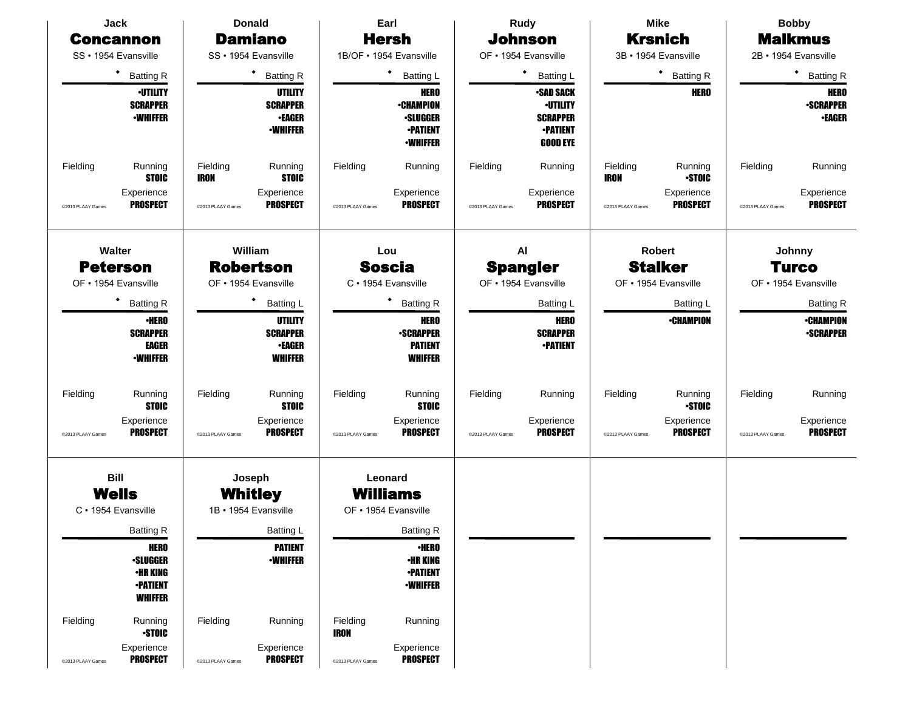**Jack**
## Concannon
SS • 1954 Evansville

◆ Batting R

•UTILITY
SCRAPPER
•WHIFFER

Fielding | Running: STOIC

Experience: PROSPECT

©2013 PLAAY Games

---

**Donald**
## Damiano
SS • 1954 Evansville

◆ Batting R

UTILITY
SCRAPPER
•EAGER
•WHIFFER

Fielding: IRON | Running: STOIC

Experience: PROSPECT

©2013 PLAAY Games

---

**Earl**
## Hersh
1B/OF • 1954 Evansville

◆ Batting L

HERO
•CHAMPION
•SLUGGER
•PATIENT
•WHIFFER

Fielding | Running

Experience: PROSPECT

©2013 PLAAY Games

---

**Rudy**
## Johnson
OF • 1954 Evansville

◆ Batting L

•SAD SACK
•UTILITY
SCRAPPER
•PATIENT
GOOD EYE

Fielding | Running

Experience: PROSPECT

©2013 PLAAY Games

---

**Mike**
## Krsnich
3B • 1954 Evansville

◆ Batting R

HERO

Fielding: IRON | Running: •STOIC

Experience: PROSPECT

©2013 PLAAY Games

---

**Bobby**
## Malkmus
2B • 1954 Evansville

◆ Batting R

HERO
•SCRAPPER
•EAGER

Fielding | Running

Experience: PROSPECT

©2013 PLAAY Games

---

**Walter**
## Peterson
OF • 1954 Evansville

◆ Batting R

•HERO
SCRAPPER
EAGER
•WHIFFER

Fielding | Running: STOIC

Experience: PROSPECT

©2013 PLAAY Games

---

**William**
## Robertson
OF • 1954 Evansville

◆ Batting L

UTILITY
SCRAPPER
•EAGER
WHIFFER

Fielding | Running: STOIC

Experience: PROSPECT

©2013 PLAAY Games

---

**Lou**
## Soscia
C • 1954 Evansville

◆ Batting R

HERO
•SCRAPPER
PATIENT
WHIFFER

Fielding | Running: STOIC

Experience: PROSPECT

©2013 PLAAY Games

---

**Al**
## Spangler
OF • 1954 Evansville

Batting L

HERO
SCRAPPER
•PATIENT

Fielding | Running

Experience: PROSPECT

©2013 PLAAY Games

---

**Robert**
## Stalker
OF • 1954 Evansville

Batting L

•CHAMPION

Fielding | Running: •STOIC

Experience: PROSPECT

©2013 PLAAY Games

---

**Johnny**
## Turco
OF • 1954 Evansville

Batting R

•CHAMPION
•SCRAPPER

Fielding | Running

Experience: PROSPECT

©2013 PLAAY Games

---

**Bill**
## Wells
C • 1954 Evansville

Batting R

HERO
•SLUGGER
•HR KING
•PATIENT
WHIFFER

Fielding | Running: •STOIC

Experience: PROSPECT

©2013 PLAAY Games

---

**Joseph**
## Whitley
1B • 1954 Evansville

Batting L

PATIENT
•WHIFFER

Fielding | Running

Experience: PROSPECT

©2013 PLAAY Games

---

**Leonard**
## Williams
OF • 1954 Evansville

Batting R

•HERO
•HR KING
•PATIENT
•WHIFFER

Fielding: IRON | Running

Experience: PROSPECT

©2013 PLAAY Games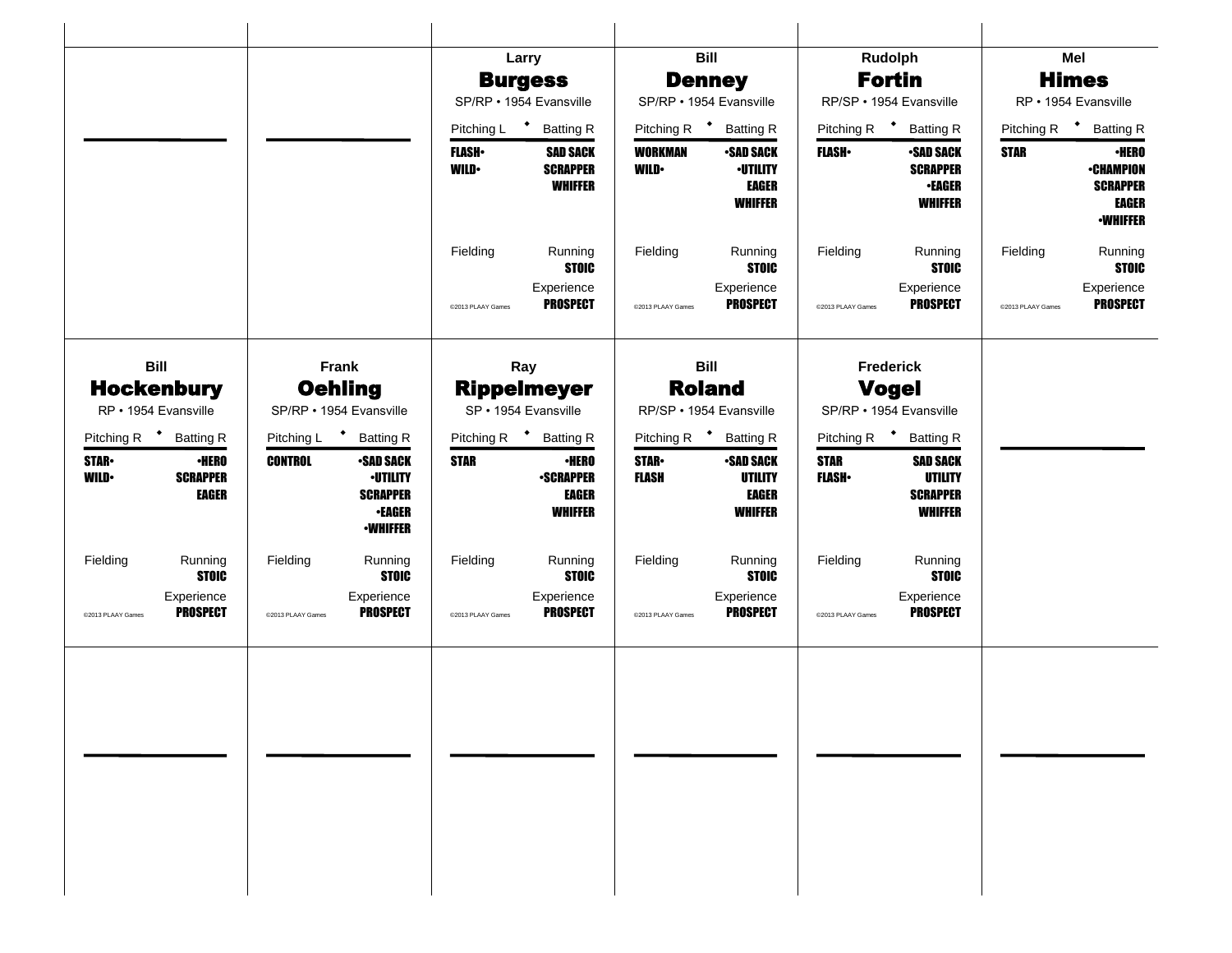## Larry Burgess

SP/RP • 1954 Evansville

| Pitching L | Batting R |
|---|---|
| FLASH• | SAD SACK |
| WILD• | SCRAPPER |
| | WHIFFER |

Fielding

Running: STOIC

Experience: PROSPECT

©2013 PLAAY Games

## Bill Denney

SP/RP • 1954 Evansville

| Pitching R | Batting R |
|---|---|
| WORKMAN | •SAD SACK |
| WILD• | •UTILITY |
| | EAGER |
| | WHIFFER |

Fielding

Running: STOIC

Experience: PROSPECT

©2013 PLAAY Games

## Rudolph Fortin

RP/SP • 1954 Evansville

| Pitching R | Batting R |
|---|---|
| FLASH• | •SAD SACK |
| | SCRAPPER |
| | •EAGER |
| | WHIFFER |

Fielding

Running: STOIC

Experience: PROSPECT

©2013 PLAAY Games

## Mel Himes

RP • 1954 Evansville

| Pitching R | Batting R |
|---|---|
| STAR | •HERO |
| | •CHAMPION |
| | SCRAPPER |
| | EAGER |
| | •WHIFFER |

Fielding

Running: STOIC

Experience: PROSPECT

©2013 PLAAY Games

## Bill Hockenbury

RP • 1954 Evansville

| Pitching R | Batting R |
|---|---|
| STAR• | •HERO |
| WILD• | SCRAPPER |
| | EAGER |

Fielding

Running: STOIC

Experience: PROSPECT

©2013 PLAAY Games

## Frank Oehling

SP/RP • 1954 Evansville

| Pitching L | Batting R |
|---|---|
| CONTROL | •SAD SACK |
| | •UTILITY |
| | SCRAPPER |
| | •EAGER |
| | •WHIFFER |

Fielding

Running: STOIC

Experience: PROSPECT

©2013 PLAAY Games

## Ray Rippelmeyer

SP • 1954 Evansville

| Pitching R | Batting R |
|---|---|
| STAR | •HERO |
| | •SCRAPPER |
| | EAGER |
| | WHIFFER |

Fielding

Running: STOIC

Experience: PROSPECT

©2013 PLAAY Games

## Bill Roland

RP/SP • 1954 Evansville

| Pitching R | Batting R |
|---|---|
| STAR• | •SAD SACK |
| FLASH | UTILITY |
| | EAGER |
| | WHIFFER |

Fielding

Running: STOIC

Experience: PROSPECT

©2013 PLAAY Games

## Frederick Vogel

SP/RP • 1954 Evansville

| Pitching R | Batting R |
|---|---|
| STAR | SAD SACK |
| FLASH• | UTILITY |
| | SCRAPPER |
| | WHIFFER |

Fielding

Running: STOIC

Experience: PROSPECT

©2013 PLAAY Games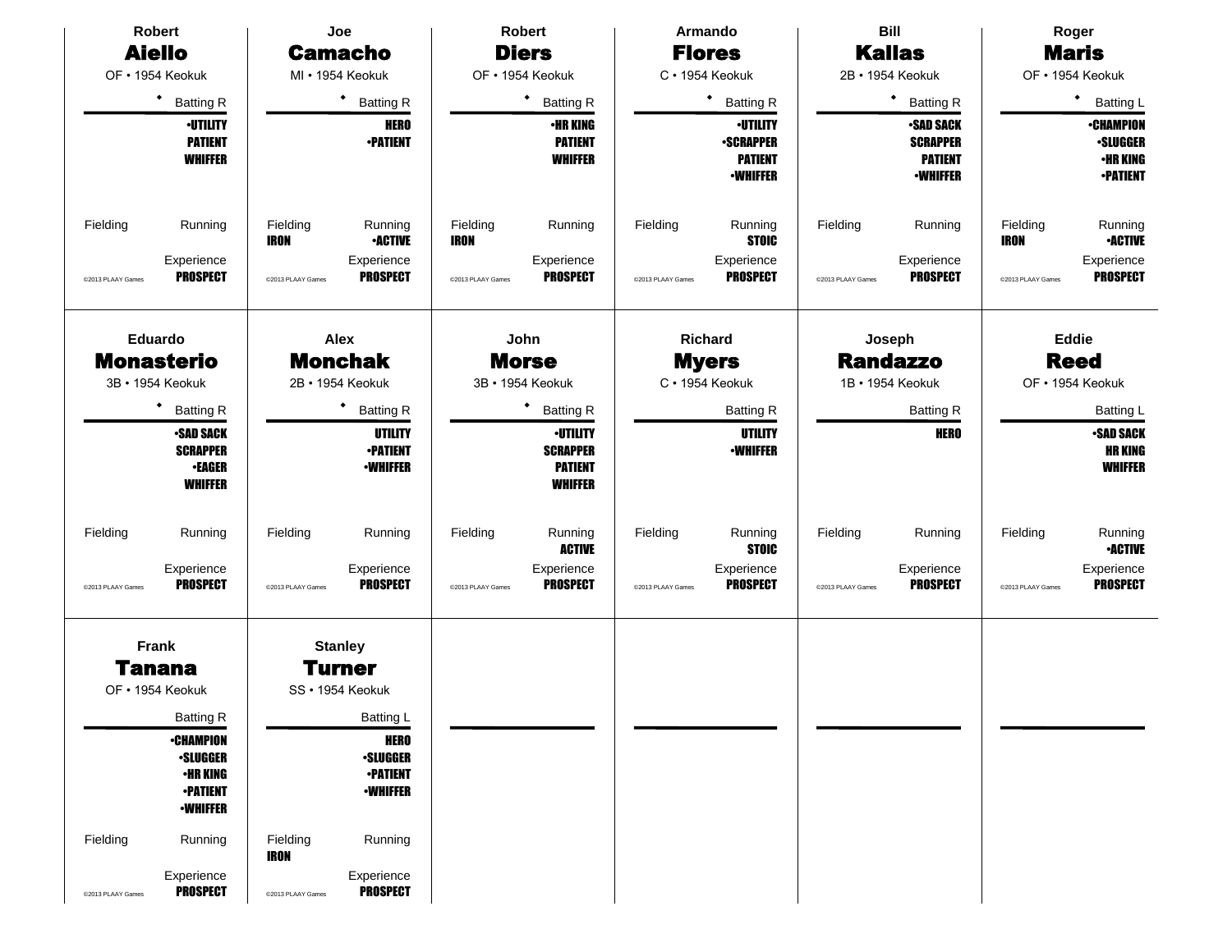**Robert**
## Aiello
OF • 1954 Keokuk

◆ Batting R

•UTILITY
PATIENT
WHIFFER

Fielding | Running

Experience
PROSPECT

©2013 PLAAY Games

---

**Joe**
## Camacho
MI • 1954 Keokuk

◆ Batting R

HERO
•PATIENT

Fielding: IRON | Running: •ACTIVE

Experience
PROSPECT

©2013 PLAAY Games

---

**Robert**
## Diers
OF • 1954 Keokuk

◆ Batting R

•HR KING
PATIENT
WHIFFER

Fielding: IRON | Running

Experience
PROSPECT

©2013 PLAAY Games

---

**Armando**
## Flores
C • 1954 Keokuk

◆ Batting R

•UTILITY
•SCRAPPER
PATIENT
•WHIFFER

Fielding | Running: STOIC

Experience
PROSPECT

©2013 PLAAY Games

---

**Bill**
## Kallas
2B • 1954 Keokuk

◆ Batting R

•SAD SACK
SCRAPPER
PATIENT
•WHIFFER

Fielding | Running

Experience
PROSPECT

©2013 PLAAY Games

---

**Roger**
## Maris
OF • 1954 Keokuk

◆ Batting L

•CHAMPION
•SLUGGER
•HR KING
•PATIENT

Fielding: IRON | Running: •ACTIVE

Experience
PROSPECT

©2013 PLAAY Games

---

**Eduardo**
## Monasterio
3B • 1954 Keokuk

◆ Batting R

•SAD SACK
SCRAPPER
•EAGER
WHIFFER

Fielding | Running

Experience
PROSPECT

©2013 PLAAY Games

---

**Alex**
## Monchak
2B • 1954 Keokuk

◆ Batting R

UTILITY
•PATIENT
•WHIFFER

Fielding | Running

Experience
PROSPECT

©2013 PLAAY Games

---

**John**
## Morse
3B • 1954 Keokuk

◆ Batting R

•UTILITY
SCRAPPER
PATIENT
WHIFFER

Fielding | Running: ACTIVE

Experience
PROSPECT

©2013 PLAAY Games

---

**Richard**
## Myers
C • 1954 Keokuk

Batting R

UTILITY
•WHIFFER

Fielding | Running: STOIC

Experience
PROSPECT

©2013 PLAAY Games

---

**Joseph**
## Randazzo
1B • 1954 Keokuk

Batting R

HERO

Fielding | Running

Experience
PROSPECT

©2013 PLAAY Games

---

**Eddie**
## Reed
OF • 1954 Keokuk

Batting L

•SAD SACK
HR KING
WHIFFER

Fielding | Running: •ACTIVE

Experience
PROSPECT

©2013 PLAAY Games

---

**Frank**
## Tanana
OF • 1954 Keokuk

Batting R

•CHAMPION
•SLUGGER
•HR KING
•PATIENT
•WHIFFER

Fielding | Running

Experience
PROSPECT

©2013 PLAAY Games

---

**Stanley**
## Turner
SS • 1954 Keokuk

Batting L

HERO
•SLUGGER
•PATIENT
•WHIFFER

Fielding: IRON | Running

Experience
PROSPECT

©2013 PLAAY Games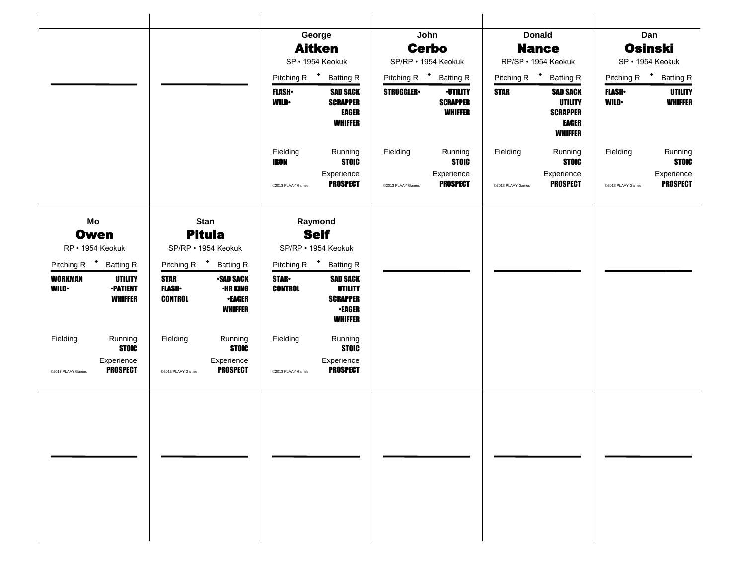George
## Aitken
SP • 1954 Keokuk

| Pitching R | Batting R |
|---|---|
| **FLASH•** | **SAD SACK** |
| **WILD•** | **SCRAPPER** |
| | **EAGER** |
| | **WHIFFER** |

| Fielding | Running |
|---|---|
| **IRON** | **STOIC** |
| | Experience |
| ©2013 PLAAY Games | **PROSPECT** |

John
## Cerbo
SP/RP • 1954 Keokuk

| Pitching R | Batting R |
|---|---|
| **STRUGGLER•** | **•UTILITY** |
| | **SCRAPPER** |
| | **WHIFFER** |

| Fielding | Running |
|---|---|
| | **STOIC** |
| | Experience |
| ©2013 PLAAY Games | **PROSPECT** |

Donald
## Nance
RP/SP • 1954 Keokuk

| Pitching R | Batting R |
|---|---|
| **STAR** | **SAD SACK** |
| | **UTILITY** |
| | **SCRAPPER** |
| | **EAGER** |
| | **WHIFFER** |

| Fielding | Running |
|---|---|
| | **STOIC** |
| | Experience |
| ©2013 PLAAY Games | **PROSPECT** |

Dan
## Osinski
SP • 1954 Keokuk

| Pitching R | Batting R |
|---|---|
| **FLASH•** | **UTILITY** |
| **WILD•** | **WHIFFER** |

| Fielding | Running |
|---|---|
| | **STOIC** |
| | Experience |
| ©2013 PLAAY Games | **PROSPECT** |

Mo
## Owen
RP • 1954 Keokuk

| Pitching R | Batting R |
|---|---|
| **WORKMAN** | **UTILITY** |
| **WILD•** | **•PATIENT** |
| | **WHIFFER** |

| Fielding | Running |
|---|---|
| | **STOIC** |
| | Experience |
| ©2013 PLAAY Games | **PROSPECT** |

Stan
## Pitula
SP/RP • 1954 Keokuk

| Pitching R | Batting R |
|---|---|
| **STAR** | **•SAD SACK** |
| **FLASH•** | **•HR KING** |
| **CONTROL** | **•EAGER** |
| | **WHIFFER** |

| Fielding | Running |
|---|---|
| | **STOIC** |
| | Experience |
| ©2013 PLAAY Games | **PROSPECT** |

Raymond
## Seif
SP/RP • 1954 Keokuk

| Pitching R | Batting R |
|---|---|
| **STAR•** | **SAD SACK** |
| **CONTROL** | **UTILITY** |
| | **SCRAPPER** |
| | **•EAGER** |
| | **WHIFFER** |

| Fielding | Running |
|---|---|
| | **STOIC** |
| | Experience |
| ©2013 PLAAY Games | **PROSPECT** |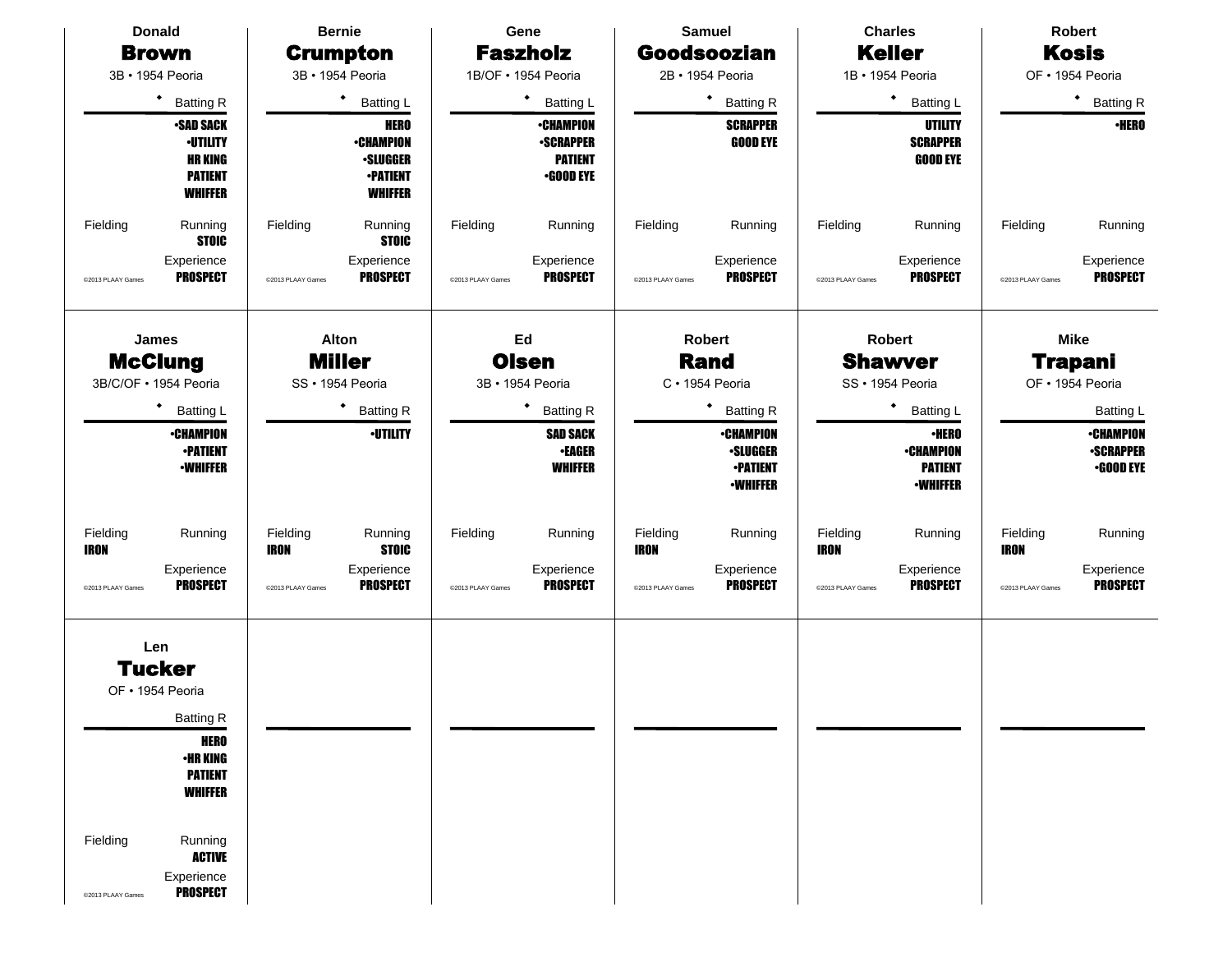### Donald
## Brown
3B • 1954 Peoria

Batting R

•SAD SACK
•UTILITY
HR KING
PATIENT
WHIFFER

Fielding

Running
STOIC

Experience
PROSPECT

©2013 PLAAY Games

---

### Bernie
## Crumpton
3B • 1954 Peoria

Batting L

HERO
•CHAMPION
•SLUGGER
•PATIENT
WHIFFER

Fielding

Running
STOIC

Experience
PROSPECT

©2013 PLAAY Games

---

### Gene
## Faszholz
1B/OF • 1954 Peoria

Batting L

•CHAMPION
•SCRAPPER
PATIENT
•GOOD EYE

Fielding

Running

Experience
PROSPECT

©2013 PLAAY Games

---

### Samuel
## Goodsoozian
2B • 1954 Peoria

Batting R

SCRAPPER
GOOD EYE

Fielding

Running

Experience
PROSPECT

©2013 PLAAY Games

---

### Charles
## Keller
1B • 1954 Peoria

Batting L

UTILITY
SCRAPPER
GOOD EYE

Fielding

Running

Experience
PROSPECT

©2013 PLAAY Games

---

### Robert
## Kosis
OF • 1954 Peoria

Batting R

•HERO

Fielding

Running

Experience
PROSPECT

©2013 PLAAY Games

---

### James
## McClung
3B/C/OF • 1954 Peoria

Batting L

•CHAMPION
•PATIENT
•WHIFFER

Fielding
IRON

Running

Experience
PROSPECT

©2013 PLAAY Games

---

### Alton
## Miller
SS • 1954 Peoria

Batting R

•UTILITY

Fielding
IRON

Running
STOIC

Experience
PROSPECT

©2013 PLAAY Games

---

### Ed
## Olsen
3B • 1954 Peoria

Batting R

SAD SACK
•EAGER
WHIFFER

Fielding

Running

Experience
PROSPECT

©2013 PLAAY Games

---

### Robert
## Rand
C • 1954 Peoria

Batting R

•CHAMPION
•SLUGGER
•PATIENT
•WHIFFER

Fielding
IRON

Running

Experience
PROSPECT

©2013 PLAAY Games

---

### Robert
## Shawver
SS • 1954 Peoria

Batting L

•HERO
•CHAMPION
PATIENT
•WHIFFER

Fielding
IRON

Running

Experience
PROSPECT

©2013 PLAAY Games

---

### Mike
## Trapani
OF • 1954 Peoria

Batting L

•CHAMPION
•SCRAPPER
•GOOD EYE

Fielding
IRON

Running

Experience
PROSPECT

©2013 PLAAY Games

---

### Len
## Tucker
OF • 1954 Peoria

Batting R

HERO
•HR KING
PATIENT
WHIFFER

Fielding

Running
ACTIVE

Experience
PROSPECT

©2013 PLAAY Games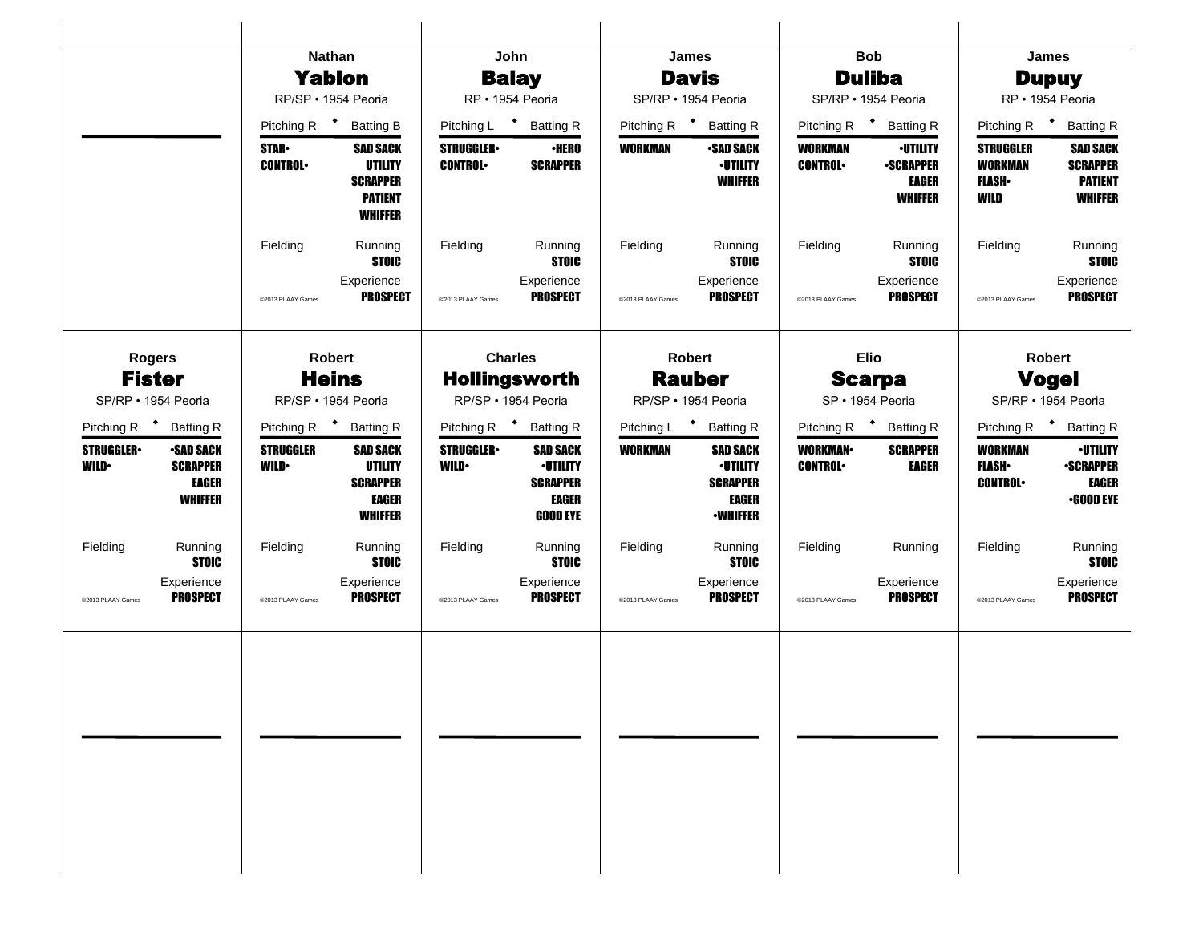Nathan
## Yablon
RP/SP • 1954 Peoria

| Pitching R | Batting B |
|---|---|
| STAR• | SAD SACK |
| CONTROL• | UTILITY |
| | SCRAPPER |
| | PATIENT |
| | WHIFFER |
| Fielding | Running STOIC |
| | Experience PROSPECT |

©2013 PLAAY Games

John
## Balay
RP • 1954 Peoria

| Pitching L | Batting R |
|---|---|
| STRUGGLER• | •HERO |
| CONTROL• | SCRAPPER |
| Fielding | Running STOIC |
| | Experience PROSPECT |

©2013 PLAAY Games

James
## Davis
SP/RP • 1954 Peoria

| Pitching R | Batting R |
|---|---|
| WORKMAN | •SAD SACK |
| | •UTILITY |
| | WHIFFER |
| Fielding | Running STOIC |
| | Experience PROSPECT |

©2013 PLAAY Games

Bob
## Duliba
SP/RP • 1954 Peoria

| Pitching R | Batting R |
|---|---|
| WORKMAN | •UTILITY |
| CONTROL• | •SCRAPPER |
| | EAGER |
| | WHIFFER |
| Fielding | Running STOIC |
| | Experience PROSPECT |

©2013 PLAAY Games

James
## Dupuy
RP • 1954 Peoria

| Pitching R | Batting R |
|---|---|
| STRUGGLER | SAD SACK |
| WORKMAN | SCRAPPER |
| FLASH• | PATIENT |
| WILD | WHIFFER |
| Fielding | Running STOIC |
| | Experience PROSPECT |

©2013 PLAAY Games

Rogers
## Fister
SP/RP • 1954 Peoria

| Pitching R | Batting R |
|---|---|
| STRUGGLER• | •SAD SACK |
| WILD• | SCRAPPER |
| | EAGER |
| | WHIFFER |
| Fielding | Running STOIC |
| | Experience PROSPECT |

©2013 PLAAY Games

Robert
## Heins
RP/SP • 1954 Peoria

| Pitching R | Batting R |
|---|---|
| STRUGGLER | SAD SACK |
| WILD• | UTILITY |
| | SCRAPPER |
| | EAGER |
| | WHIFFER |
| Fielding | Running STOIC |
| | Experience PROSPECT |

©2013 PLAAY Games

Charles
## Hollingsworth
RP/SP • 1954 Peoria

| Pitching R | Batting R |
|---|---|
| STRUGGLER• | SAD SACK |
| WILD• | •UTILITY |
| | SCRAPPER |
| | EAGER |
| | GOOD EYE |
| Fielding | Running STOIC |
| | Experience PROSPECT |

©2013 PLAAY Games

Robert
## Rauber
RP/SP • 1954 Peoria

| Pitching L | Batting R |
|---|---|
| WORKMAN | SAD SACK |
| | •UTILITY |
| | SCRAPPER |
| | EAGER |
| | •WHIFFER |
| Fielding | Running STOIC |
| | Experience PROSPECT |

©2013 PLAAY Games

Elio
## Scarpa
SP • 1954 Peoria

| Pitching R | Batting R |
|---|---|
| WORKMAN• | SCRAPPER |
| CONTROL• | EAGER |
| Fielding | Running |
| | Experience PROSPECT |

©2013 PLAAY Games

Robert
## Vogel
SP/RP • 1954 Peoria

| Pitching R | Batting R |
|---|---|
| WORKMAN | •UTILITY |
| FLASH• | •SCRAPPER |
| CONTROL• | EAGER |
| | •GOOD EYE |
| Fielding | Running STOIC |
| | Experience PROSPECT |

©2013 PLAAY Games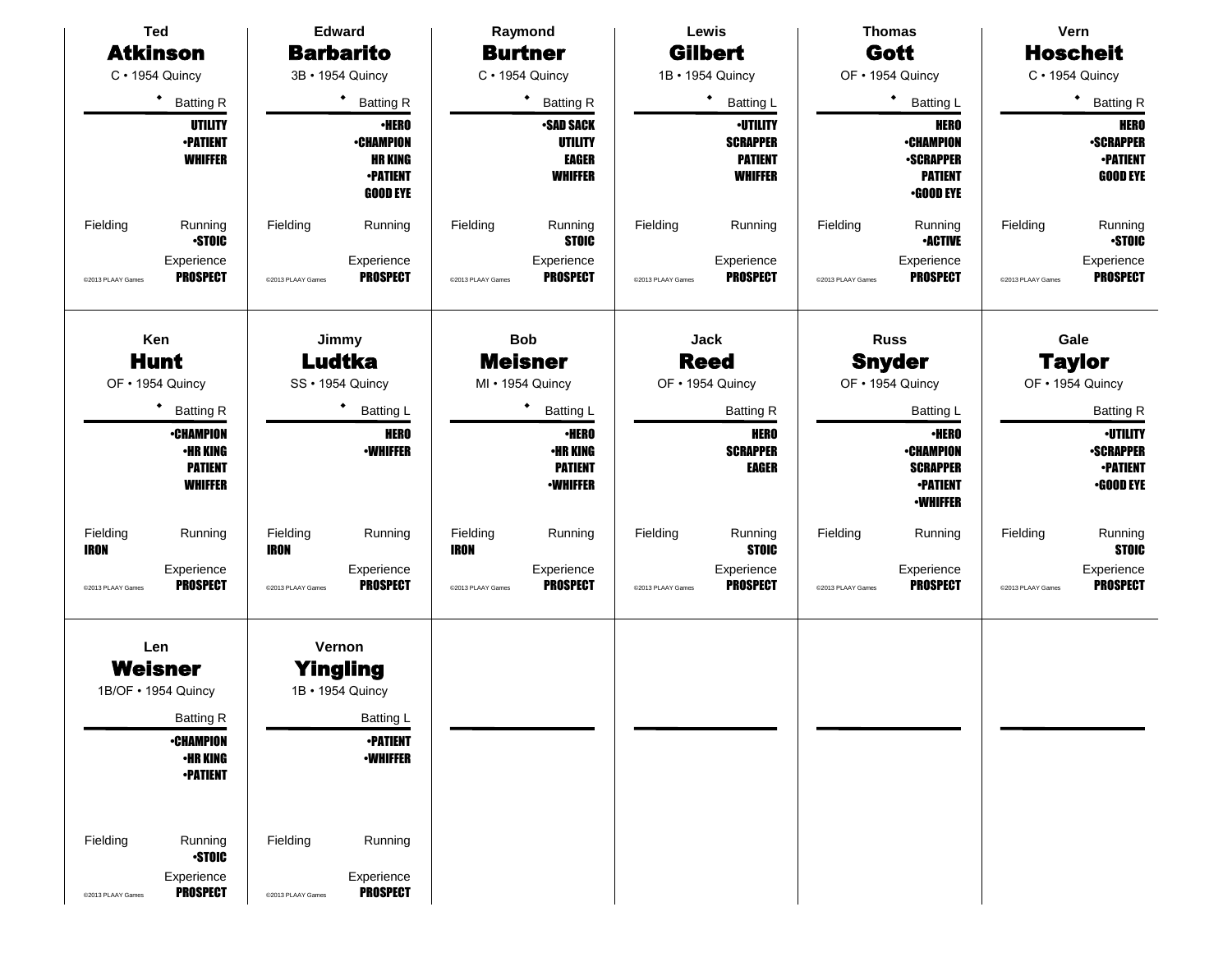## Ted **Atkinson**
C • 1954 Quincy

◆ Batting R

UTILITY
•PATIENT
WHIFFER

Fielding

Running: •STOIC

Experience: PROSPECT

©2013 PLAAY Games

---

## Edward **Barbarito**
3B • 1954 Quincy

◆ Batting R

•HERO
•CHAMPION
HR KING
•PATIENT
GOOD EYE

Fielding

Running

Experience: PROSPECT

©2013 PLAAY Games

---

## Raymond **Burtner**
C • 1954 Quincy

◆ Batting R

•SAD SACK
UTILITY
EAGER
WHIFFER

Fielding

Running: STOIC

Experience: PROSPECT

©2013 PLAAY Games

---

## Lewis **Gilbert**
1B • 1954 Quincy

◆ Batting L

•UTILITY
SCRAPPER
PATIENT
WHIFFER

Fielding

Running

Experience: PROSPECT

©2013 PLAAY Games

---

## Thomas **Gott**
OF • 1954 Quincy

◆ Batting L

HERO
•CHAMPION
•SCRAPPER
PATIENT
•GOOD EYE

Fielding

Running: •ACTIVE

Experience: PROSPECT

©2013 PLAAY Games

---

## Vern **Hoscheit**
C • 1954 Quincy

◆ Batting R

HERO
•SCRAPPER
•PATIENT
GOOD EYE

Fielding

Running: •STOIC

Experience: PROSPECT

©2013 PLAAY Games

---

## Ken **Hunt**
OF • 1954 Quincy

◆ Batting R

•CHAMPION
•HR KING
PATIENT
WHIFFER

Fielding: IRON

Running

Experience: PROSPECT

©2013 PLAAY Games

---

## Jimmy **Ludtka**
SS • 1954 Quincy

◆ Batting L

HERO
•WHIFFER

Fielding: IRON

Running

Experience: PROSPECT

©2013 PLAAY Games

---

## Bob **Meisner**
MI • 1954 Quincy

◆ Batting L

•HERO
•HR KING
PATIENT
•WHIFFER

Fielding: IRON

Running

Experience: PROSPECT

©2013 PLAAY Games

---

## Jack **Reed**
OF • 1954 Quincy

Batting R

HERO
SCRAPPER
EAGER

Fielding

Running: STOIC

Experience: PROSPECT

©2013 PLAAY Games

---

## Russ **Snyder**
OF • 1954 Quincy

Batting L

•HERO
•CHAMPION
SCRAPPER
•PATIENT
•WHIFFER

Fielding

Running

Experience: PROSPECT

©2013 PLAAY Games

---

## Gale **Taylor**
OF • 1954 Quincy

Batting R

•UTILITY
•SCRAPPER
•PATIENT
•GOOD EYE

Fielding

Running: STOIC

Experience: PROSPECT

©2013 PLAAY Games

---

## Len **Weisner**
1B/OF • 1954 Quincy

Batting R

•CHAMPION
•HR KING
•PATIENT

Fielding

Running: •STOIC

Experience: PROSPECT

©2013 PLAAY Games

---

## Vernon **Yingling**
1B • 1954 Quincy

Batting L

•PATIENT
•WHIFFER

Fielding

Running

Experience: PROSPECT

©2013 PLAAY Games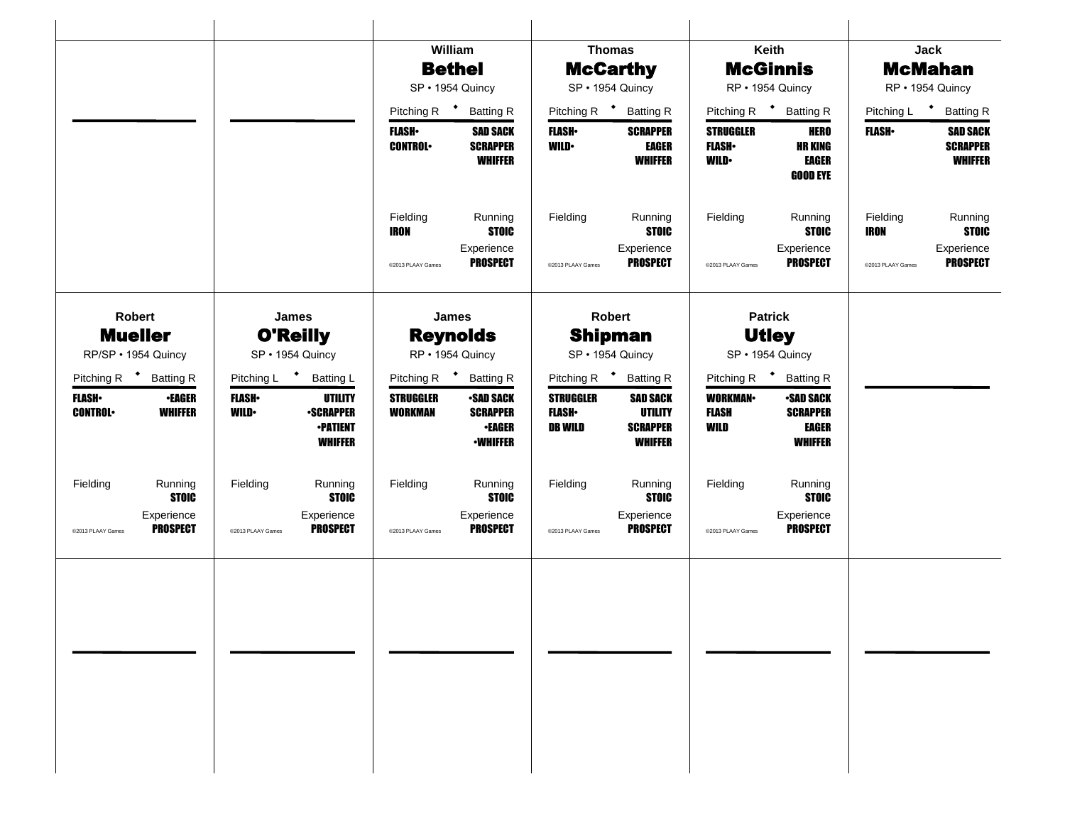### William Bethel
SP • 1954 Quincy

Pitching R • Batting R

| Pitching | Batting |
|---|---|
| FLASH• | SAD SACK |
| CONTROL• | SCRAPPER |
| | WHIFFER |

Fielding: IRON
Running: STOIC
Experience: PROSPECT

©2013 PLAAY Games

### Thomas McCarthy
SP • 1954 Quincy

Pitching R • Batting R

| Pitching | Batting |
|---|---|
| FLASH• | SCRAPPER |
| WILD• | EAGER |
| | WHIFFER |

Fielding:
Running: STOIC
Experience: PROSPECT

©2013 PLAAY Games

### Keith McGinnis
RP • 1954 Quincy

Pitching R • Batting R

| Pitching | Batting |
|---|---|
| STRUGGLER | HERO |
| FLASH• | HR KING |
| WILD• | EAGER |
| | GOOD EYE |

Fielding:
Running: STOIC
Experience: PROSPECT

©2013 PLAAY Games

### Jack McMahan
RP • 1954 Quincy

Pitching L • Batting R

| Pitching | Batting |
|---|---|
| FLASH• | SAD SACK |
| | SCRAPPER |
| | WHIFFER |

Fielding: IRON
Running: STOIC
Experience: PROSPECT

©2013 PLAAY Games

### Robert Mueller
RP/SP • 1954 Quincy

Pitching R • Batting R

| Pitching | Batting |
|---|---|
| FLASH• | •EAGER |
| CONTROL• | WHIFFER |

Fielding:
Running: STOIC
Experience: PROSPECT

©2013 PLAAY Games

### James O'Reilly
SP • 1954 Quincy

Pitching L • Batting L

| Pitching | Batting |
|---|---|
| FLASH• | UTILITY |
| WILD• | •SCRAPPER |
| | •PATIENT |
| | WHIFFER |

Fielding:
Running: STOIC
Experience: PROSPECT

©2013 PLAAY Games

### James Reynolds
RP • 1954 Quincy

Pitching R • Batting R

| Pitching | Batting |
|---|---|
| STRUGGLER | •SAD SACK |
| WORKMAN | SCRAPPER |
| | •EAGER |
| | •WHIFFER |

Fielding:
Running: STOIC
Experience: PROSPECT

©2013 PLAAY Games

### Robert Shipman
SP • 1954 Quincy

Pitching R • Batting R

| Pitching | Batting |
|---|---|
| STRUGGLER | SAD SACK |
| FLASH• | UTILITY |
| DB WILD | SCRAPPER |
| | WHIFFER |

Fielding:
Running: STOIC
Experience: PROSPECT

©2013 PLAAY Games

### Patrick Utley
SP • 1954 Quincy

Pitching R • Batting R

| Pitching | Batting |
|---|---|
| WORKMAN• | •SAD SACK |
| FLASH | SCRAPPER |
| WILD | EAGER |
| | WHIFFER |

Fielding:
Running: STOIC
Experience: PROSPECT

©2013 PLAAY Games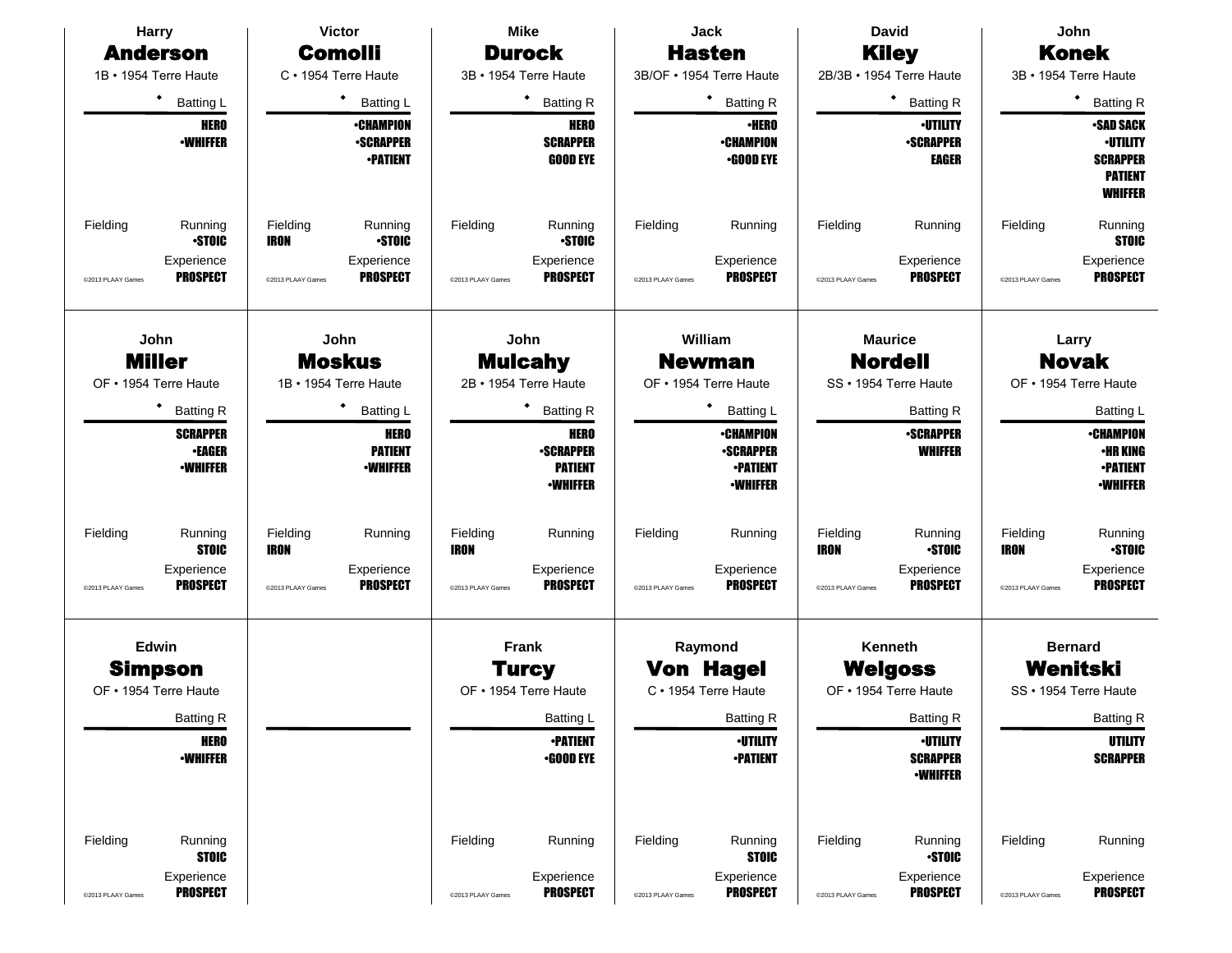## Harry **Anderson**

1B • 1954 Terre Haute

◆ Batting L

HERO
•WHIFFER

Fielding

Running
•STOIC

Experience
PROSPECT

©2013 PLAAY Games

## Victor **Comolli**

C • 1954 Terre Haute

◆ Batting L

•CHAMPION
•SCRAPPER
•PATIENT

Fielding
IRON

Running
•STOIC

Experience
PROSPECT

©2013 PLAAY Games

## Mike **Durock**

3B • 1954 Terre Haute

◆ Batting R

HERO
SCRAPPER
GOOD EYE

Fielding

Running
•STOIC

Experience
PROSPECT

©2013 PLAAY Games

## Jack **Hasten**

3B/OF • 1954 Terre Haute

◆ Batting R

•HERO
•CHAMPION
•GOOD EYE

Fielding

Running

Experience
PROSPECT

©2013 PLAAY Games

## David **Kiley**

2B/3B • 1954 Terre Haute

◆ Batting R

•UTILITY
•SCRAPPER
EAGER

Fielding

Running

Experience
PROSPECT

©2013 PLAAY Games

## John **Konek**

3B • 1954 Terre Haute

◆ Batting R

•SAD SACK
•UTILITY
SCRAPPER
PATIENT
WHIFFER

Fielding

Running
STOIC

Experience
PROSPECT

©2013 PLAAY Games

## John **Miller**

OF • 1954 Terre Haute

◆ Batting R

SCRAPPER
•EAGER
•WHIFFER

Fielding

Running
STOIC

Experience
PROSPECT

©2013 PLAAY Games

## John **Moskus**

1B • 1954 Terre Haute

◆ Batting L

HERO
PATIENT
•WHIFFER

Fielding
IRON

Running

Experience
PROSPECT

©2013 PLAAY Games

## John **Mulcahy**

2B • 1954 Terre Haute

◆ Batting R

HERO
•SCRAPPER
PATIENT
•WHIFFER

Fielding
IRON

Running

Experience
PROSPECT

©2013 PLAAY Games

## William **Newman**

OF • 1954 Terre Haute

◆ Batting L

•CHAMPION
•SCRAPPER
•PATIENT
•WHIFFER

Fielding

Running

Experience
PROSPECT

©2013 PLAAY Games

## Maurice **Nordell**

SS • 1954 Terre Haute

Batting R

•SCRAPPER
WHIFFER

Fielding
IRON

Running
•STOIC

Experience
PROSPECT

©2013 PLAAY Games

## Larry **Novak**

OF • 1954 Terre Haute

Batting L

•CHAMPION
•HR KING
•PATIENT
•WHIFFER

Fielding
IRON

Running
•STOIC

Experience
PROSPECT

©2013 PLAAY Games

## Edwin **Simpson**

OF • 1954 Terre Haute

Batting R

HERO
•WHIFFER

Fielding

Running
STOIC

Experience
PROSPECT

©2013 PLAAY Games

## Frank **Turcy**

OF • 1954 Terre Haute

Batting L

•PATIENT
•GOOD EYE

Fielding

Running

Experience
PROSPECT

©2013 PLAAY Games

## Raymond **Von Hagel**

C • 1954 Terre Haute

Batting R

•UTILITY
•PATIENT

Fielding

Running
STOIC

Experience
PROSPECT

©2013 PLAAY Games

## Kenneth **Welgoss**

OF • 1954 Terre Haute

Batting R

•UTILITY
SCRAPPER
•WHIFFER

Fielding

Running
•STOIC

Experience
PROSPECT

©2013 PLAAY Games

## Bernard **Wenitski**

SS • 1954 Terre Haute

Batting R

UTILITY
SCRAPPER

Fielding

Running

Experience
PROSPECT

©2013 PLAAY Games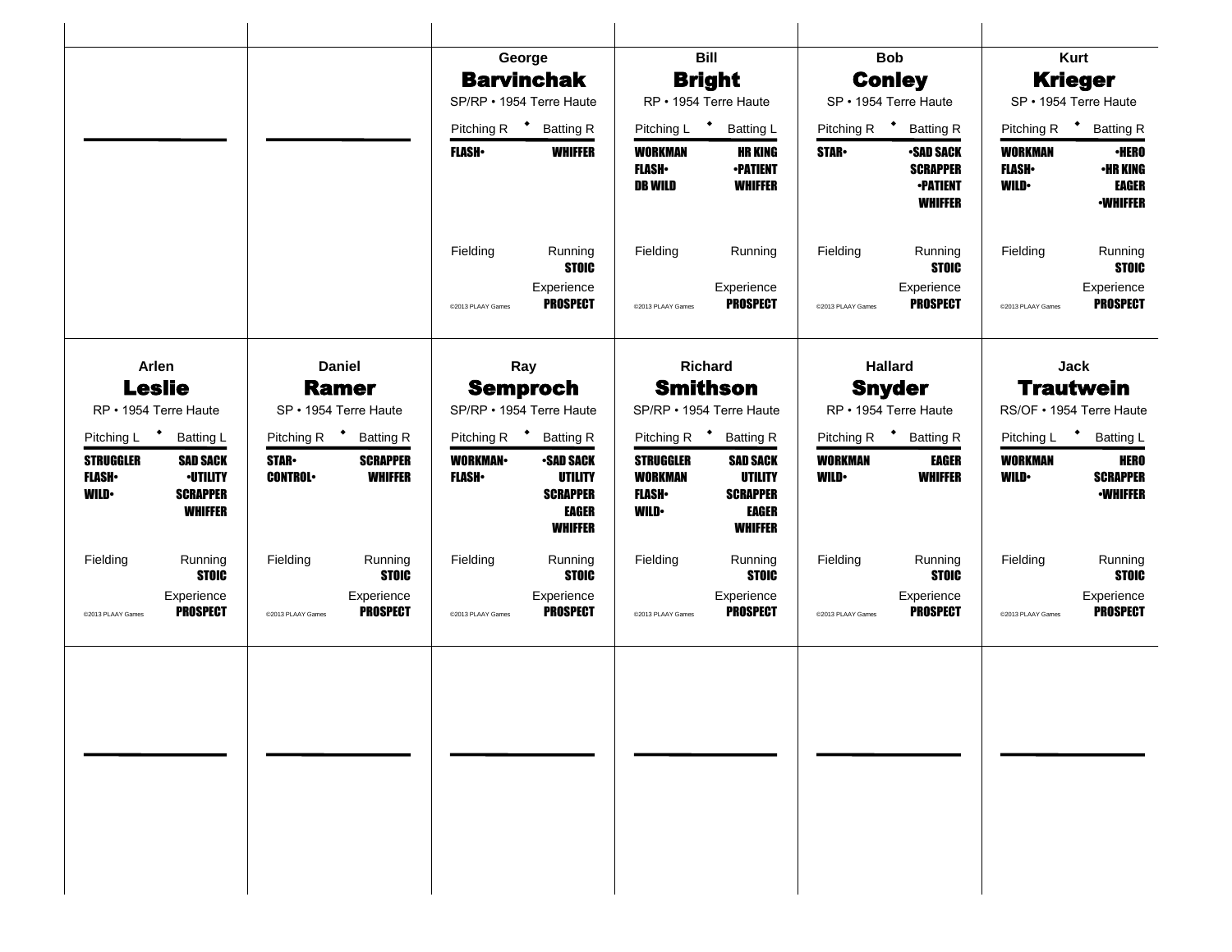## George Barvinchak

SP/RP • 1954 Terre Haute

| Pitching R | Batting R |
|---|---|
| FLASH• | WHIFFER |

Fielding

Running: STOIC

Experience: PROSPECT

©2013 PLAAY Games

## Bill Bright

RP • 1954 Terre Haute

| Pitching L | Batting L |
|---|---|
| WORKMAN | HR KING |
| FLASH• | •PATIENT |
| DB WILD | WHIFFER |

Fielding

Running

Experience: PROSPECT

©2013 PLAAY Games

## Bob Conley

SP • 1954 Terre Haute

| Pitching R | Batting R |
|---|---|
| STAR• | •SAD SACK |
| | SCRAPPER |
| | •PATIENT |
| | WHIFFER |

Fielding

Running: STOIC

Experience: PROSPECT

©2013 PLAAY Games

## Kurt Krieger

SP • 1954 Terre Haute

| Pitching R | Batting R |
|---|---|
| WORKMAN | •HERO |
| FLASH• | •HR KING |
| WILD• | EAGER |
| | •WHIFFER |

Fielding

Running: STOIC

Experience: PROSPECT

©2013 PLAAY Games

## Arlen Leslie

RP • 1954 Terre Haute

| Pitching L | Batting L |
|---|---|
| STRUGGLER | SAD SACK |
| FLASH• | •UTILITY |
| WILD• | SCRAPPER |
| | WHIFFER |

Fielding

Running: STOIC

Experience: PROSPECT

©2013 PLAAY Games

## Daniel Ramer

SP • 1954 Terre Haute

| Pitching R | Batting R |
|---|---|
| STAR• | SCRAPPER |
| CONTROL• | WHIFFER |

Fielding

Running: STOIC

Experience: PROSPECT

©2013 PLAAY Games

## Ray Semproch

SP/RP • 1954 Terre Haute

| Pitching R | Batting R |
|---|---|
| WORKMAN• | •SAD SACK |
| FLASH• | UTILITY |
| | SCRAPPER |
| | EAGER |
| | WHIFFER |

Fielding

Running: STOIC

Experience: PROSPECT

©2013 PLAAY Games

## Richard Smithson

SP/RP • 1954 Terre Haute

| Pitching R | Batting R |
|---|---|
| STRUGGLER | SAD SACK |
| WORKMAN | UTILITY |
| FLASH• | SCRAPPER |
| WILD• | EAGER |
| | WHIFFER |

Fielding

Running: STOIC

Experience: PROSPECT

©2013 PLAAY Games

## Hallard Snyder

RP • 1954 Terre Haute

| Pitching R | Batting R |
|---|---|
| WORKMAN | EAGER |
| WILD• | WHIFFER |

Fielding

Running: STOIC

Experience: PROSPECT

©2013 PLAAY Games

## Jack Trautwein

RS/OF • 1954 Terre Haute

| Pitching L | Batting L |
|---|---|
| WORKMAN | HERO |
| WILD• | SCRAPPER |
| | •WHIFFER |

Fielding

Running: STOIC

Experience: PROSPECT

©2013 PLAAY Games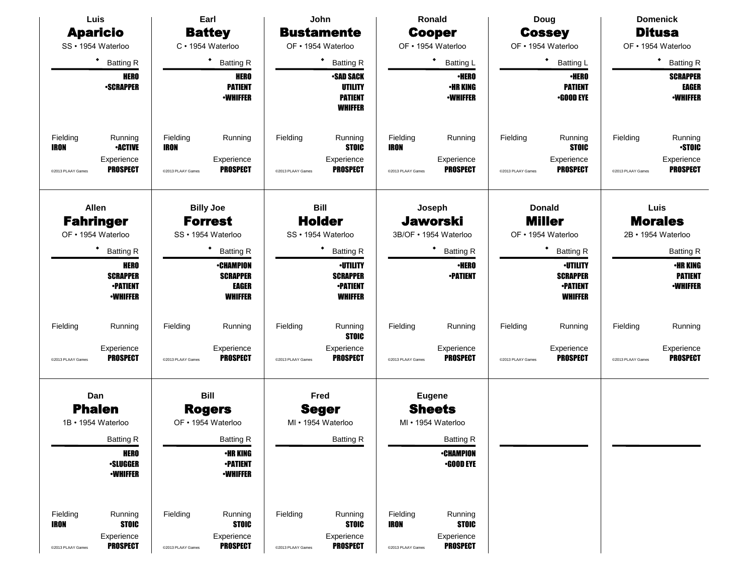## Luis Aparicio

SS • 1954 Waterloo

◆ Batting R

HERO
•SCRAPPER

Fielding: IRON
Running: •ACTIVE
Experience: PROSPECT

©2013 PLAAY Games

## Earl Battey

C • 1954 Waterloo

◆ Batting R

HERO
PATIENT
•WHIFFER

Fielding: IRON
Running:
Experience: PROSPECT

©2013 PLAAY Games

## John Bustamente

OF • 1954 Waterloo

◆ Batting R

•SAD SACK
UTILITY
PATIENT
WHIFFER

Fielding:
Running: STOIC
Experience: PROSPECT

©2013 PLAAY Games

## Ronald Cooper

OF • 1954 Waterloo

◆ Batting L

•HERO
•HR KING
•WHIFFER

Fielding: IRON
Running:
Experience: PROSPECT

©2013 PLAAY Games

## Doug Cossey

OF • 1954 Waterloo

◆ Batting L

•HERO
PATIENT
•GOOD EYE

Fielding:
Running: STOIC
Experience: PROSPECT

©2013 PLAAY Games

## Domenick Ditusa

OF • 1954 Waterloo

◆ Batting R

SCRAPPER
EAGER
•WHIFFER

Fielding:
Running: •STOIC
Experience: PROSPECT

©2013 PLAAY Games

## Allen Fahringer

OF • 1954 Waterloo

◆ Batting R

HERO
SCRAPPER
•PATIENT
•WHIFFER

Fielding:
Running:
Experience: PROSPECT

©2013 PLAAY Games

## Billy Joe Forrest

SS • 1954 Waterloo

◆ Batting R

•CHAMPION
SCRAPPER
EAGER
WHIFFER

Fielding:
Running:
Experience: PROSPECT

©2013 PLAAY Games

## Bill Holder

SS • 1954 Waterloo

◆ Batting R

•UTILITY
SCRAPPER
•PATIENT
WHIFFER

Fielding:
Running: STOIC
Experience: PROSPECT

©2013 PLAAY Games

## Joseph Jaworski

3B/OF • 1954 Waterloo

◆ Batting R

•HERO
•PATIENT

Fielding:
Running:
Experience: PROSPECT

©2013 PLAAY Games

## Donald Miller

OF • 1954 Waterloo

◆ Batting R

•UTILITY
SCRAPPER
•PATIENT
WHIFFER

Fielding:
Running:
Experience: PROSPECT

©2013 PLAAY Games

## Luis Morales

2B • 1954 Waterloo

Batting R

•HR KING
PATIENT
•WHIFFER

Fielding:
Running:
Experience: PROSPECT

©2013 PLAAY Games

## Dan Phalen

1B • 1954 Waterloo

Batting R

HERO
•SLUGGER
•WHIFFER

Fielding: IRON
Running: STOIC
Experience: PROSPECT

©2013 PLAAY Games

## Bill Rogers

OF • 1954 Waterloo

Batting R

•HR KING
•PATIENT
•WHIFFER

Fielding:
Running: STOIC
Experience: PROSPECT

©2013 PLAAY Games

## Fred Seger

MI • 1954 Waterloo

Batting R

Fielding:
Running: STOIC
Experience: PROSPECT

©2013 PLAAY Games

## Eugene Sheets

MI • 1954 Waterloo

Batting R

•CHAMPION
•GOOD EYE

Fielding: IRON
Running: STOIC
Experience: PROSPECT

©2013 PLAAY Games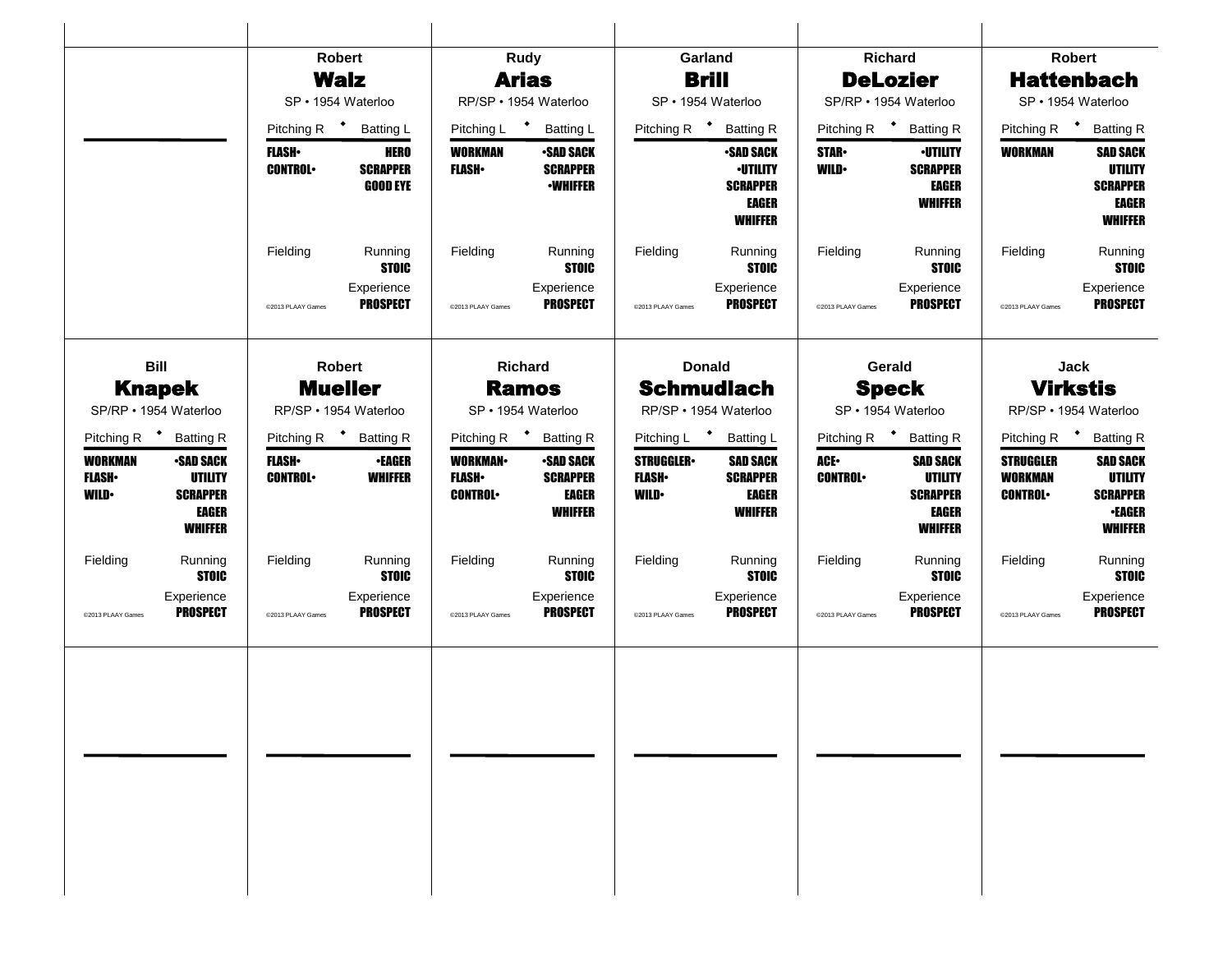**Robert**
## Walz
SP • 1954 Waterloo

Pitching R • Batting L

| Pitching | Batting |
|---|---|
| FLASH• | HERO |
| CONTROL• | SCRAPPER |
| | GOOD EYE |

Fielding

Running: STOIC

Experience: PROSPECT

©2013 PLAAY Games

---

**Rudy**
## Arias
RP/SP • 1954 Waterloo

Pitching L • Batting L

| Pitching | Batting |
|---|---|
| WORKMAN | •SAD SACK |
| FLASH• | SCRAPPER |
| | •WHIFFER |

Fielding

Running: STOIC

Experience: PROSPECT

©2013 PLAAY Games

---

**Garland**
## Brill
SP • 1954 Waterloo

Pitching R • Batting R

| Pitching | Batting |
|---|---|
| | •SAD SACK |
| | •UTILITY |
| | SCRAPPER |
| | EAGER |
| | WHIFFER |

Fielding

Running: STOIC

Experience: PROSPECT

©2013 PLAAY Games

---

**Richard**
## DeLozier
SP/RP • 1954 Waterloo

Pitching R • Batting R

| Pitching | Batting |
|---|---|
| STAR• | •UTILITY |
| WILD• | SCRAPPER |
| | EAGER |
| | WHIFFER |

Fielding

Running: STOIC

Experience: PROSPECT

©2013 PLAAY Games

---

**Robert**
## Hattenbach
SP • 1954 Waterloo

Pitching R • Batting R

| Pitching | Batting |
|---|---|
| WORKMAN | SAD SACK |
| | UTILITY |
| | SCRAPPER |
| | EAGER |
| | WHIFFER |

Fielding

Running: STOIC

Experience: PROSPECT

©2013 PLAAY Games

---

**Bill**
## Knapek
SP/RP • 1954 Waterloo

Pitching R • Batting R

| Pitching | Batting |
|---|---|
| WORKMAN | •SAD SACK |
| FLASH• | UTILITY |
| WILD• | SCRAPPER |
| | EAGER |
| | WHIFFER |

Fielding

Running: STOIC

Experience: PROSPECT

©2013 PLAAY Games

---

**Robert**
## Mueller
RP/SP • 1954 Waterloo

Pitching R • Batting R

| Pitching | Batting |
|---|---|
| FLASH• | •EAGER |
| CONTROL• | WHIFFER |

Fielding

Running: STOIC

Experience: PROSPECT

©2013 PLAAY Games

---

**Richard**
## Ramos
SP • 1954 Waterloo

Pitching R • Batting R

| Pitching | Batting |
|---|---|
| WORKMAN• | •SAD SACK |
| FLASH• | SCRAPPER |
| CONTROL• | EAGER |
| | WHIFFER |

Fielding

Running: STOIC

Experience: PROSPECT

©2013 PLAAY Games

---

**Donald**
## Schmudlach
RP/SP • 1954 Waterloo

Pitching L • Batting L

| Pitching | Batting |
|---|---|
| STRUGGLER• | SAD SACK |
| FLASH• | SCRAPPER |
| WILD• | EAGER |
| | WHIFFER |

Fielding

Running: STOIC

Experience: PROSPECT

©2013 PLAAY Games

---

**Gerald**
## Speck
SP • 1954 Waterloo

Pitching R • Batting R

| Pitching | Batting |
|---|---|
| ACE• | SAD SACK |
| CONTROL• | UTILITY |
| | SCRAPPER |
| | EAGER |
| | WHIFFER |

Fielding

Running: STOIC

Experience: PROSPECT

©2013 PLAAY Games

---

**Jack**
## Virkstis
RP/SP • 1954 Waterloo

Pitching R • Batting R

| Pitching | Batting |
|---|---|
| STRUGGLER | SAD SACK |
| WORKMAN | UTILITY |
| CONTROL• | SCRAPPER |
| | •EAGER |
| | WHIFFER |

Fielding

Running: STOIC

Experience: PROSPECT

©2013 PLAAY Games